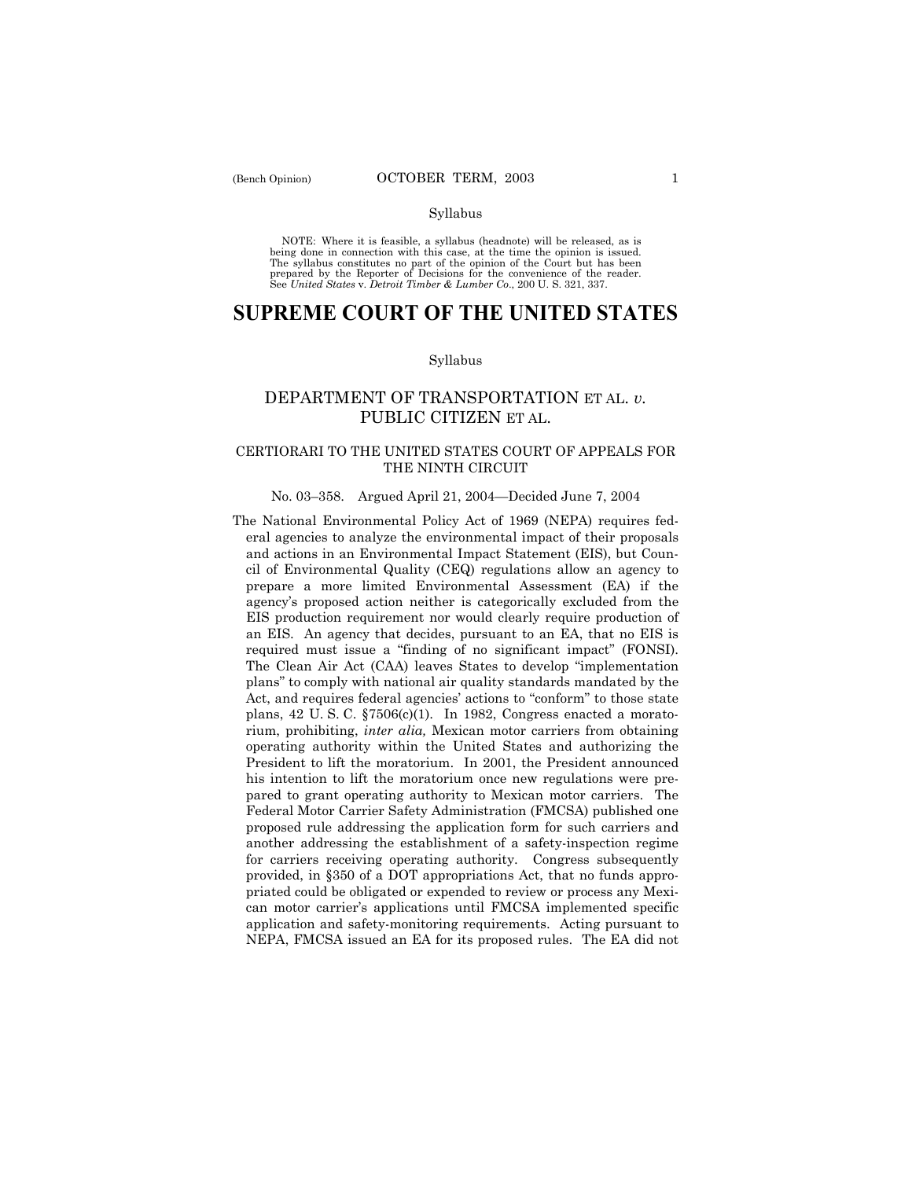Syllabus

NOTE: Where it is feasible, a syllabus (headnote) will be released, as is being done in connection with this case, at the time the opinion is issued. The syllabus constitutes no part of the opinion of the Court but has been prepared by the Reporter of Decisions for the convenience of the reader. See *United States* v. *Detroit Timber & Lumber Co.*, 200 U. S. 321, 337.

# SUPREME COURT OF THE UNITED STATES

Syllabus

## DEPARTMENT OF TRANSPORTATION ET AL. *v.* PUBLIC CITIZEN ET AL.

### CERTIORARI TO THE UNITED STATES COURT OF APPEALS FOR THE NINTH CIRCUIT

No. 03–358. Argued April 21, 2004—Decided June 7, 2004

The National Environmental Policy Act of 1969 (NEPA) requires federal agencies to analyze the environmental impact of their proposals and actions in an Environmental Impact Statement (EIS), but Council of Environmental Quality (CEQ) regulations allow an agency to prepare a more limited Environmental Assessment (EA) if the agency's proposed action neither is categorically excluded from the EIS production requirement nor would clearly require production of an EIS. An agency that decides, pursuant to an EA, that no EIS is required must issue a "finding of no significant impact" (FONSI). The Clean Air Act (CAA) leaves States to develop "implementation plans" to comply with national air quality standards mandated by the Act, and requires federal agencies' actions to "conform" to those state plans, 42 U. S. C. §7506(c)(1). In 1982, Congress enacted a moratorium, prohibiting, *inter alia,* Mexican motor carriers from obtaining operating authority within the United States and authorizing the President to lift the moratorium. In 2001, the President announced his intention to lift the moratorium once new regulations were prepared to grant operating authority to Mexican motor carriers. The Federal Motor Carrier Safety Administration (FMCSA) published one proposed rule addressing the application form for such carriers and another addressing the establishment of a safety-inspection regime for carriers receiving operating authority. Congress subsequently provided, in §350 of a DOT appropriations Act, that no funds appropriated could be obligated or expended to review or process any Mexican motor carrier's applications until FMCSA implemented specific application and safety-monitoring requirements. Acting pursuant to NEPA, FMCSA issued an EA for its proposed rules. The EA did not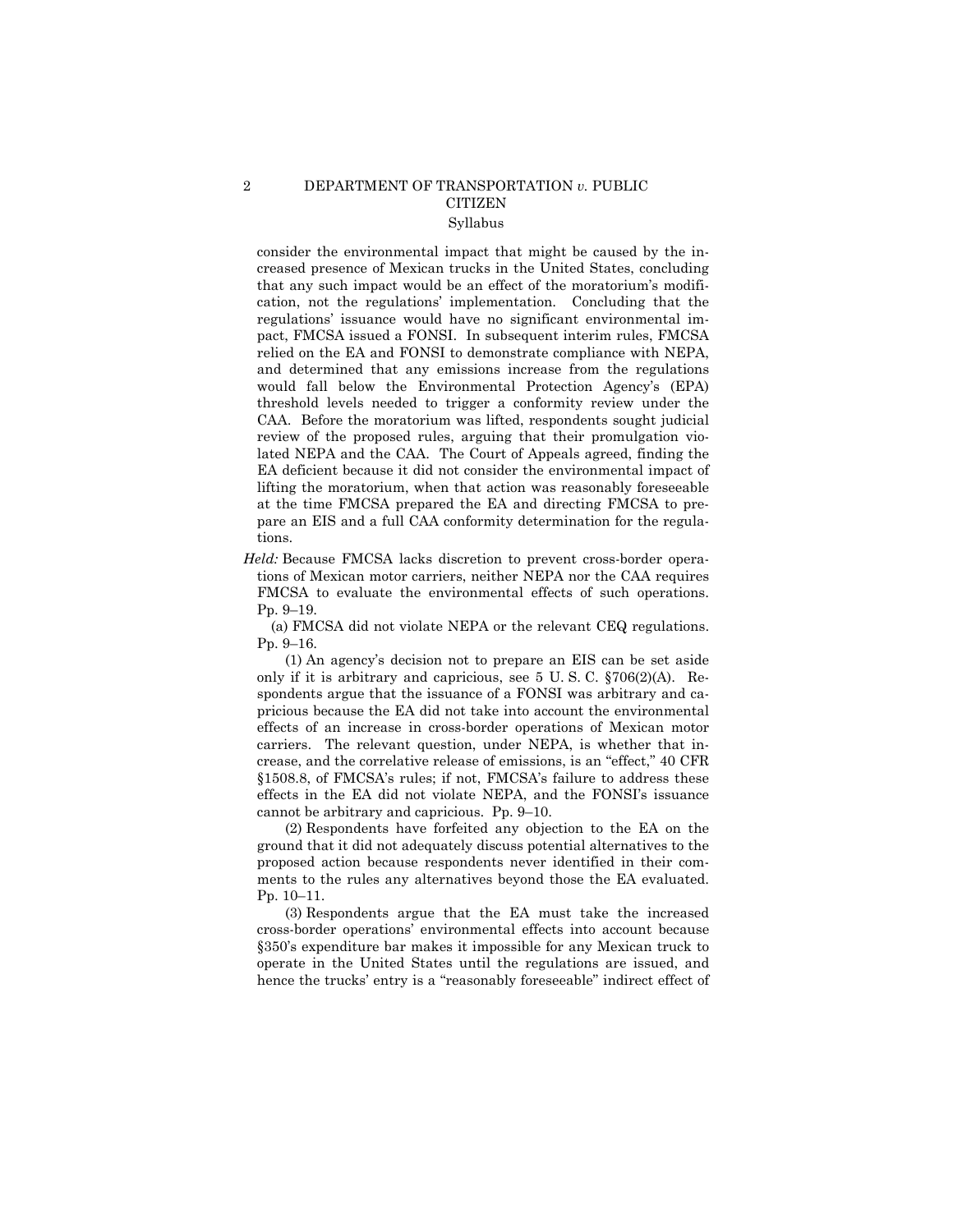consider the environmental impact that might be caused by the increased presence of Mexican trucks in the United States, concluding that any such impact would be an effect of the moratorium's modification, not the regulations' implementation. Concluding that the regulations' issuance would have no significant environmental impact, FMCSA issued a FONSI. In subsequent interim rules, FMCSA relied on the EA and FONSI to demonstrate compliance with NEPA, and determined that any emissions increase from the regulations would fall below the Environmental Protection Agency's (EPA) threshold levels needed to trigger a conformity review under the CAA. Before the moratorium was lifted, respondents sought judicial review of the proposed rules, arguing that their promulgation violated NEPA and the CAA. The Court of Appeals agreed, finding the EA deficient because it did not consider the environmental impact of lifting the moratorium, when that action was reasonably foreseeable at the time FMCSA prepared the EA and directing FMCSA to prepare an EIS and a full CAA conformity determination for the regulations.

*Held:* Because FMCSA lacks discretion to prevent cross-border operations of Mexican motor carriers, neither NEPA nor the CAA requires FMCSA to evaluate the environmental effects of such operations. Pp. 9–19.

(a) FMCSA did not violate NEPA or the relevant CEQ regulations. Pp. 9–16.

(1) An agency's decision not to prepare an EIS can be set aside only if it is arbitrary and capricious, see 5 U. S. C. §706(2)(A). Respondents argue that the issuance of a FONSI was arbitrary and capricious because the EA did not take into account the environmental effects of an increase in cross-border operations of Mexican motor carriers. The relevant question, under NEPA, is whether that increase, and the correlative release of emissions, is an "effect," 40 CFR §1508.8, of FMCSA's rules; if not, FMCSA's failure to address these effects in the EA did not violate NEPA, and the FONSI's issuance cannot be arbitrary and capricious. Pp. 9–10.

(2) Respondents have forfeited any objection to the EA on the ground that it did not adequately discuss potential alternatives to the proposed action because respondents never identified in their comments to the rules any alternatives beyond those the EA evaluated. Pp. 10–11.

(3) Respondents argue that the EA must take the increased cross-border operations' environmental effects into account because §350's expenditure bar makes it impossible for any Mexican truck to operate in the United States until the regulations are issued, and hence the trucks' entry is a "reasonably foreseeable" indirect effect of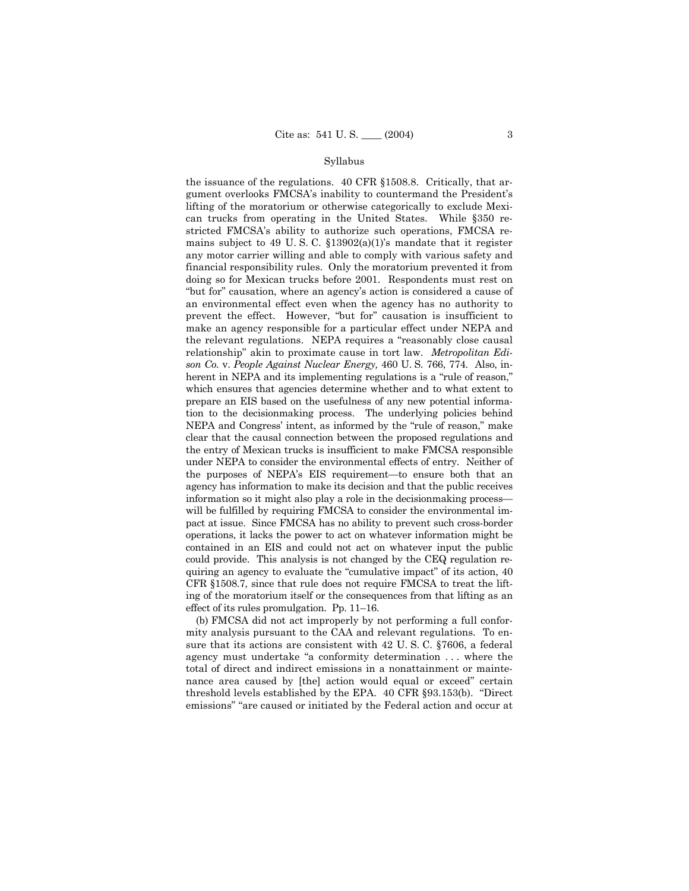the issuance of the regulations. 40 CFR §1508.8. Critically, that argument overlooks FMCSA's inability to countermand the President's lifting of the moratorium or otherwise categorically to exclude Mexican trucks from operating in the United States. While §350 restricted FMCSA's ability to authorize such operations, FMCSA remains subject to 49 U. S. C. §13902(a)(1)'s mandate that it register any motor carrier willing and able to comply with various safety and financial responsibility rules. Only the moratorium prevented it from doing so for Mexican trucks before 2001. Respondents must rest on "but for" causation, where an agency's action is considered a cause of an environmental effect even when the agency has no authority to prevent the effect. However, "but for" causation is insufficient to make an agency responsible for a particular effect under NEPA and the relevant regulations. NEPA requires a "reasonably close causal relationship" akin to proximate cause in tort law. *Metropolitan Edison Co.* v. *People Against Nuclear Energy,* 460 U. S. 766, 774. Also, inherent in NEPA and its implementing regulations is a "rule of reason," which ensures that agencies determine whether and to what extent to prepare an EIS based on the usefulness of any new potential information to the decisionmaking process. The underlying policies behind NEPA and Congress' intent, as informed by the "rule of reason," make clear that the causal connection between the proposed regulations and the entry of Mexican trucks is insufficient to make FMCSA responsible under NEPA to consider the environmental effects of entry. Neither of the purposes of NEPA's EIS requirement—to ensure both that an agency has information to make its decision and that the public receives information so it might also play a role in the decisionmaking process—will be fulfilled by requiring FMCSA to consider the environmental impact at issue. Since FMCSA has no ability to prevent such cross-border operations, it lacks the power to act on whatever information might be contained in an EIS and could not act on whatever input the public could provide. This analysis is not changed by the CEQ regulation requiring an agency to evaluate the "cumulative impact" of its action, 40 CFR §1508.7, since that rule does not require FMCSA to treat the lifting of the moratorium itself or the consequences from that lifting as an effect of its rules promulgation. Pp. 11–16.

(b) FMCSA did not act improperly by not performing a full conformity analysis pursuant to the CAA and relevant regulations. To ensure that its actions are consistent with 42 U. S. C. §7606, a federal agency must undertake "a conformity determination . . . where the total of direct and indirect emissions in a nonattainment or maintenance area caused by [the] action would equal or exceed" certain threshold levels established by the EPA. 40 CFR §93.153(b). "Direct emissions" "are caused or initiated by the Federal action and occur at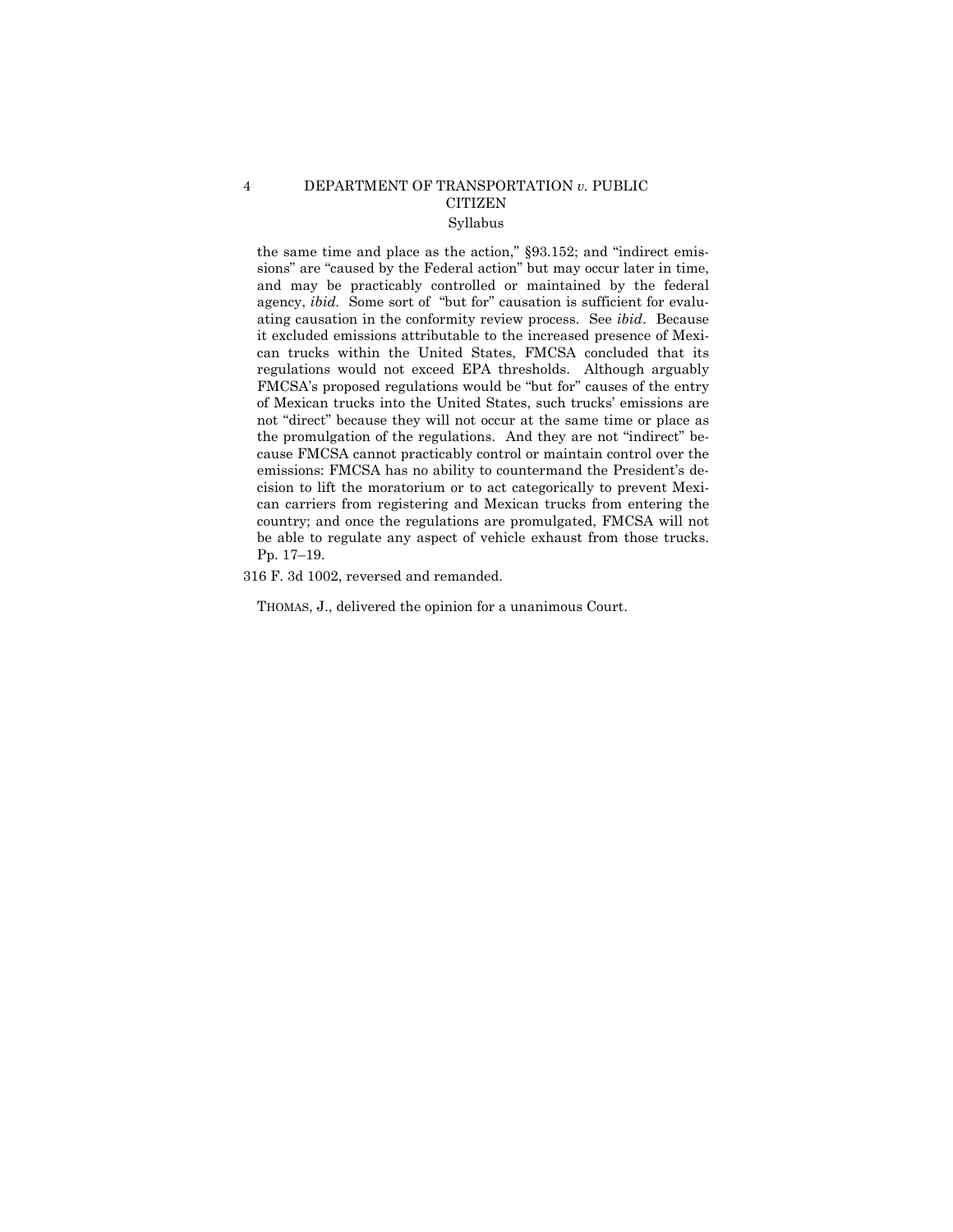the same time and place as the action," §93.152; and "indirect emissions" are "caused by the Federal action" but may occur later in time, and may be practicably controlled or maintained by the federal agency, *ibid.* Some sort of "but for" causation is sufficient for evaluating causation in the conformity review process. See *ibid*. Because it excluded emissions attributable to the increased presence of Mexican trucks within the United States, FMCSA concluded that its regulations would not exceed EPA thresholds. Although arguably FMCSA's proposed regulations would be "but for" causes of the entry of Mexican trucks into the United States, such trucks' emissions are not "direct" because they will not occur at the same time or place as the promulgation of the regulations. And they are not "indirect" because FMCSA cannot practicably control or maintain control over the emissions: FMCSA has no ability to countermand the President's decision to lift the moratorium or to act categorically to prevent Mexican carriers from registering and Mexican trucks from entering the country; and once the regulations are promulgated, FMCSA will not be able to regulate any aspect of vehicle exhaust from those trucks. Pp. 17–19.

316 F. 3d 1002, reversed and remanded.

THOMAS, J., delivered the opinion for a unanimous Court.